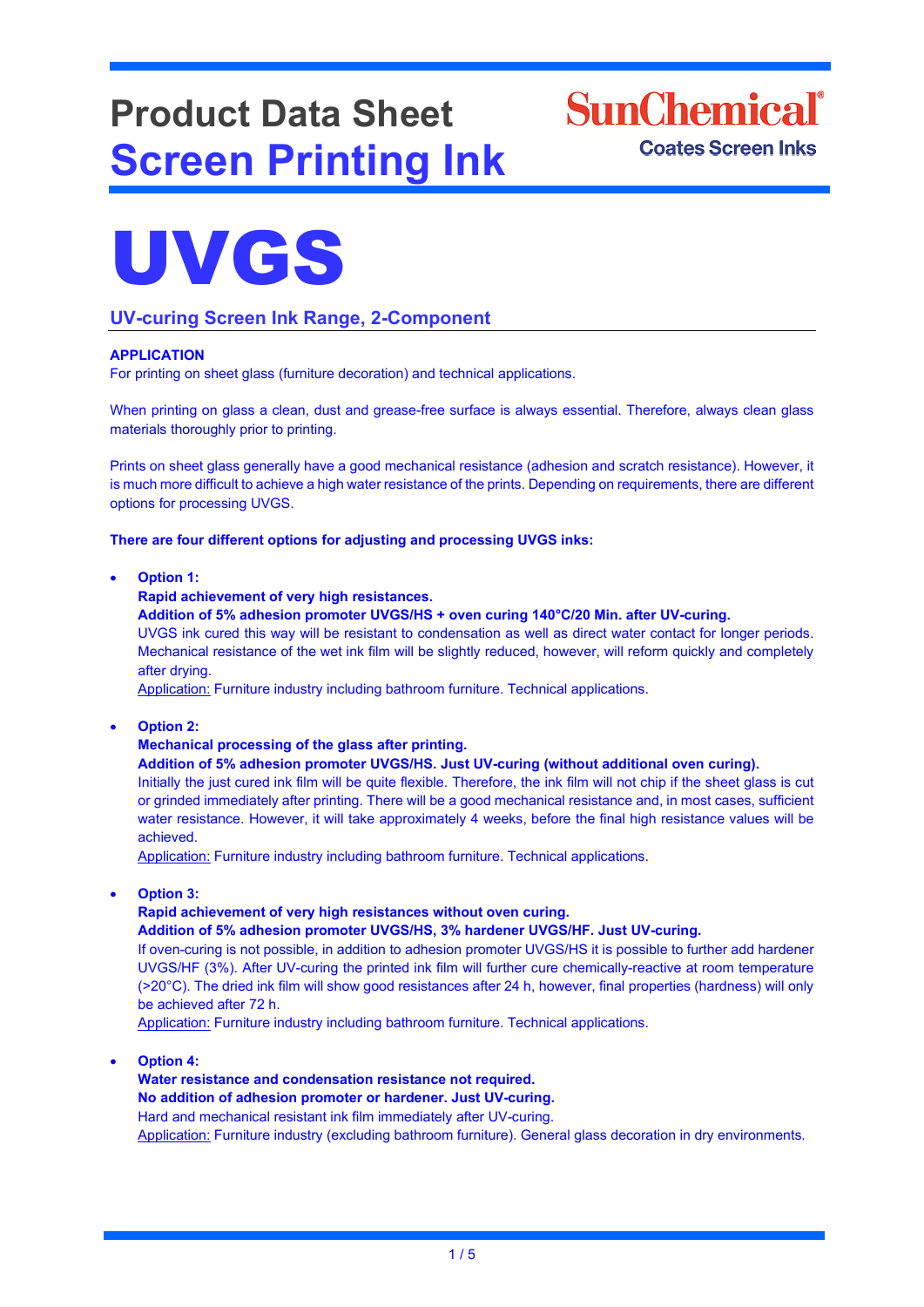# Product Data Sheet
## Screen Printing Ink

SunChemical
Coates Screen Inks

# UVGS

## UV-curing Screen Ink Range, 2-Component

**APPLICATION**

For printing on sheet glass (furniture decoration) and technical applications.

When printing on glass a clean, dust and grease-free surface is always essential. Therefore, always clean glass materials thoroughly prior to printing.

Prints on sheet glass generally have a good mechanical resistance (adhesion and scratch resistance). However, it is much more difficult to achieve a high water resistance of the prints. Depending on requirements, there are different options for processing UVGS.

**There are four different options for adjusting and processing UVGS inks:**

- **Option 1:**
  **Rapid achievement of very high resistances.**
  **Addition of 5% adhesion promoter UVGS/HS + oven curing 140°C/20 Min. after UV-curing.**
  UVGS ink cured this way will be resistant to condensation as well as direct water contact for longer periods. Mechanical resistance of the wet ink film will be slightly reduced, however, will reform quickly and completely after drying.
  Application: Furniture industry including bathroom furniture. Technical applications.

- **Option 2:**
  **Mechanical processing of the glass after printing.**
  **Addition of 5% adhesion promoter UVGS/HS. Just UV-curing (without additional oven curing).**
  Initially the just cured ink film will be quite flexible. Therefore, the ink film will not chip if the sheet glass is cut or grinded immediately after printing. There will be a good mechanical resistance and, in most cases, sufficient water resistance. However, it will take approximately 4 weeks, before the final high resistance values will be achieved.
  Application: Furniture industry including bathroom furniture. Technical applications.

- **Option 3:**
  **Rapid achievement of very high resistances without oven curing.**
  **Addition of 5% adhesion promoter UVGS/HS, 3% hardener UVGS/HF. Just UV-curing.**
  If oven-curing is not possible, in addition to adhesion promoter UVGS/HS it is possible to further add hardener UVGS/HF (3%). After UV-curing the printed ink film will further cure chemically-reactive at room temperature (>20°C). The dried ink film will show good resistances after 24 h, however, final properties (hardness) will only be achieved after 72 h.
  Application: Furniture industry including bathroom furniture. Technical applications.

- **Option 4:**
  **Water resistance and condensation resistance not required.**
  **No addition of adhesion promoter or hardener. Just UV-curing.**
  Hard and mechanical resistant ink film immediately after UV-curing.
  Application: Furniture industry (excluding bathroom furniture). General glass decoration in dry environments.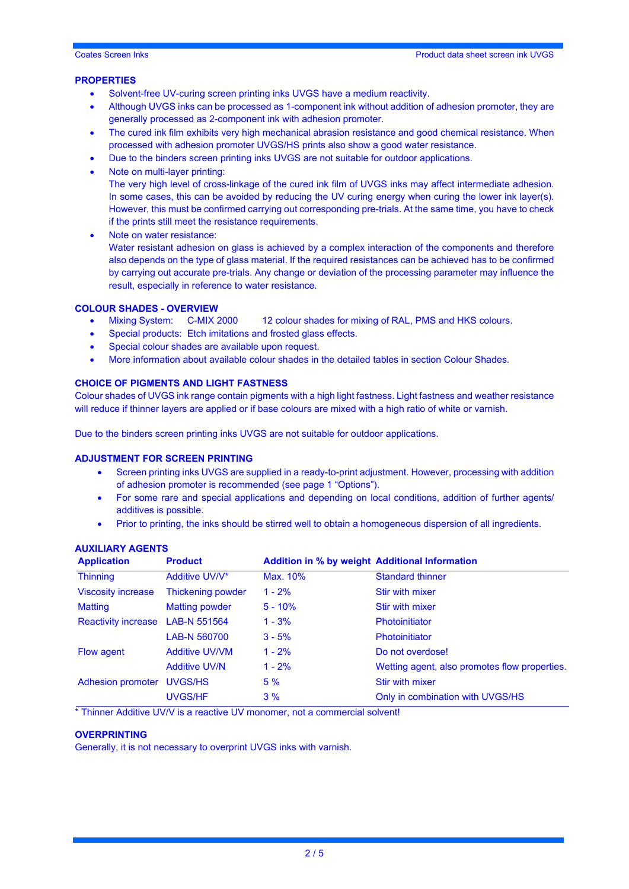## PROPERTIES

- Solvent-free UV-curing screen printing inks UVGS have a medium reactivity.
- Although UVGS inks can be processed as 1-component ink without addition of adhesion promoter, they are generally processed as 2-component ink with adhesion promoter.
- The cured ink film exhibits very high mechanical abrasion resistance and good chemical resistance. When processed with adhesion promoter UVGS/HS prints also show a good water resistance.
- Due to the binders screen printing inks UVGS are not suitable for outdoor applications.
- Note on multi-layer printing:
  The very high level of cross-linkage of the cured ink film of UVGS inks may affect intermediate adhesion. In some cases, this can be avoided by reducing the UV curing energy when curing the lower ink layer(s). However, this must be confirmed carrying out corresponding pre-trials. At the same time, you have to check if the prints still meet the resistance requirements.
- Note on water resistance:
  Water resistant adhesion on glass is achieved by a complex interaction of the components and therefore also depends on the type of glass material. If the required resistances can be achieved has to be confirmed by carrying out accurate pre-trials. Any change or deviation of the processing parameter may influence the result, especially in reference to water resistance.

## COLOUR SHADES - OVERVIEW

- Mixing System: C-MIX 2000 12 colour shades for mixing of RAL, PMS and HKS colours.
- Special products: Etch imitations and frosted glass effects.
- Special colour shades are available upon request.
- More information about available colour shades in the detailed tables in section Colour Shades.

## CHOICE OF PIGMENTS AND LIGHT FASTNESS

Colour shades of UVGS ink range contain pigments with a high light fastness. Light fastness and weather resistance will reduce if thinner layers are applied or if base colours are mixed with a high ratio of white or varnish.

Due to the binders screen printing inks UVGS are not suitable for outdoor applications.

## ADJUSTMENT FOR SCREEN PRINTING

- Screen printing inks UVGS are supplied in a ready-to-print adjustment. However, processing with addition of adhesion promoter is recommended (see page 1 “Options”).
- For some rare and special applications and depending on local conditions, addition of further agents/ additives is possible.
- Prior to printing, the inks should be stirred well to obtain a homogeneous dispersion of all ingredients.

## AUXILIARY AGENTS

| Application | Product | Addition in % by weight | Additional Information |
|---|---|---|---|
| Thinning | Additive UV/V* | Max. 10% | Standard thinner |
| Viscosity increase | Thickening powder | 1 - 2% | Stir with mixer |
| Matting | Matting powder | 5 - 10% | Stir with mixer |
| Reactivity increase | LAB-N 551564 | 1 - 3% | Photoinitiator |
| | LAB-N 560700 | 3 - 5% | Photoinitiator |
| Flow agent | Additive UV/VM | 1 - 2% | Do not overdose! |
| | Additive UV/N | 1 - 2% | Wetting agent, also promotes flow properties. |
| Adhesion promoter | UVGS/HS | 5 % | Stir with mixer |
| | UVGS/HF | 3 % | Only in combination with UVGS/HS |

* Thinner Additive UV/V is a reactive UV monomer, not a commercial solvent!

## OVERPRINTING

Generally, it is not necessary to overprint UVGS inks with varnish.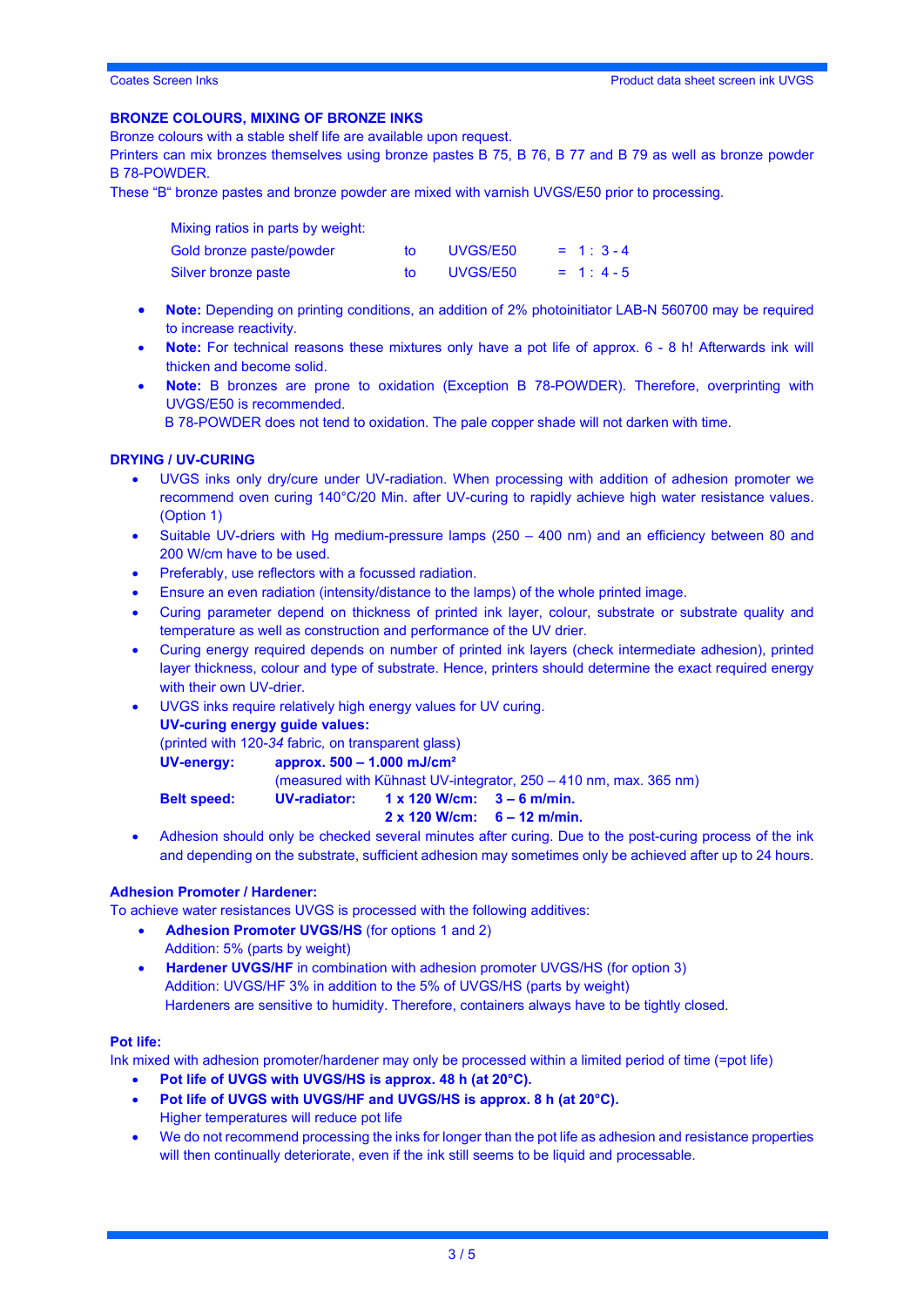## BRONZE COLOURS, MIXING OF BRONZE INKS

Bronze colours with a stable shelf life are available upon request.
Printers can mix bronzes themselves using bronze pastes B 75, B 76, B 77 and B 79 as well as bronze powder B 78-POWDER.
These "B" bronze pastes and bronze powder are mixed with varnish UVGS/E50 prior to processing.

Mixing ratios in parts by weight:

| | | | |
|---|---|---|---|
| Gold bronze paste/powder | to | UVGS/E50 | = 1 : 3 - 4 |
| Silver bronze paste | to | UVGS/E50 | = 1 : 4 - 5 |

- **Note:** Depending on printing conditions, an addition of 2% photoinitiator LAB-N 560700 may be required to increase reactivity.
- **Note:** For technical reasons these mixtures only have a pot life of approx. 6 - 8 h! Afterwards ink will thicken and become solid.
- **Note:** B bronzes are prone to oxidation (Exception B 78-POWDER). Therefore, overprinting with UVGS/E50 is recommended.
  B 78-POWDER does not tend to oxidation. The pale copper shade will not darken with time.

## DRYING / UV-CURING

- UVGS inks only dry/cure under UV-radiation. When processing with addition of adhesion promoter we recommend oven curing 140°C/20 Min. after UV-curing to rapidly achieve high water resistance values. (Option 1)
- Suitable UV-driers with Hg medium-pressure lamps (250 – 400 nm) and an efficiency between 80 and 200 W/cm have to be used.
- Preferably, use reflectors with a focussed radiation.
- Ensure an even radiation (intensity/distance to the lamps) of the whole printed image.
- Curing parameter depend on thickness of printed ink layer, colour, substrate or substrate quality and temperature as well as construction and performance of the UV drier.
- Curing energy required depends on number of printed ink layers (check intermediate adhesion), printed layer thickness, colour and type of substrate. Hence, printers should determine the exact required energy with their own UV-drier.
- UVGS inks require relatively high energy values for UV curing.
  **UV-curing energy guide values:**
  (printed with 120-*34* fabric, on transparent glass)
  **UV-energy:** **approx. 500 – 1.000 mJ/cm²**
  (measured with Kühnast UV-integrator, 250 – 410 nm, max. 365 nm)
  **Belt speed:** **UV-radiator:** **1 x 120 W/cm:** **3 – 6 m/min.**
  **2 x 120 W/cm:** **6 – 12 m/min.**
- Adhesion should only be checked several minutes after curing. Due to the post-curing process of the ink and depending on the substrate, sufficient adhesion may sometimes only be achieved after up to 24 hours.

### Adhesion Promoter / Hardener:

To achieve water resistances UVGS is processed with the following additives:

- **Adhesion Promoter UVGS/HS** (for options 1 and 2)
  Addition: 5% (parts by weight)
- **Hardener UVGS/HF** in combination with adhesion promoter UVGS/HS (for option 3)
  Addition: UVGS/HF 3% in addition to the 5% of UVGS/HS (parts by weight)
  Hardeners are sensitive to humidity. Therefore, containers always have to be tightly closed.

### Pot life:

Ink mixed with adhesion promoter/hardener may only be processed within a limited period of time (=pot life)

- **Pot life of UVGS with UVGS/HS is approx. 48 h (at 20°C).**
- **Pot life of UVGS with UVGS/HF and UVGS/HS is approx. 8 h (at 20°C).**
  Higher temperatures will reduce pot life
- We do not recommend processing the inks for longer than the pot life as adhesion and resistance properties will then continually deteriorate, even if the ink still seems to be liquid and processable.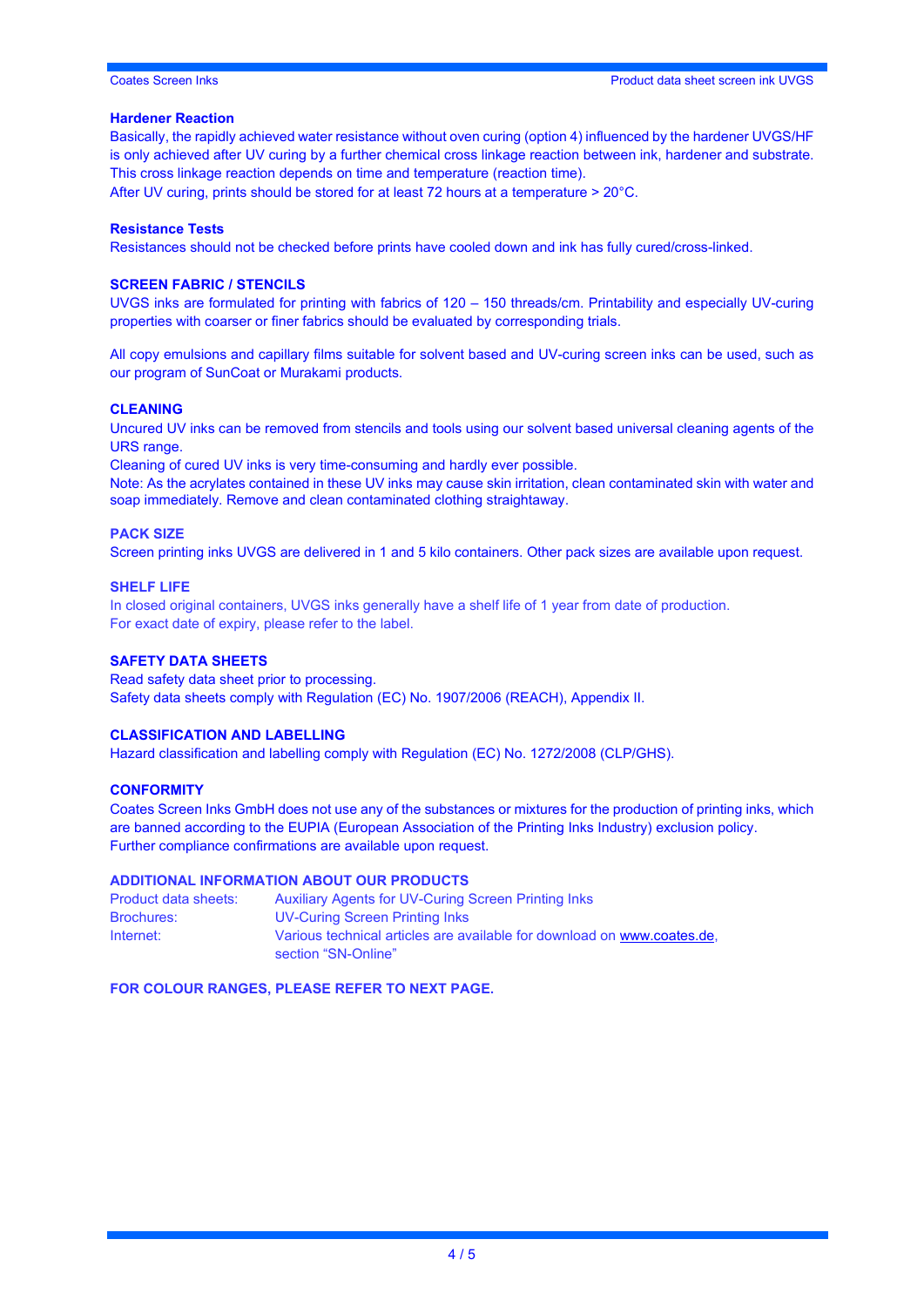### Hardener Reaction

Basically, the rapidly achieved water resistance without oven curing (option 4) influenced by the hardener UVGS/HF is only achieved after UV curing by a further chemical cross linkage reaction between ink, hardener and substrate. This cross linkage reaction depends on time and temperature (reaction time).
After UV curing, prints should be stored for at least 72 hours at a temperature > 20°C.

### Resistance Tests

Resistances should not be checked before prints have cooled down and ink has fully cured/cross-linked.

## SCREEN FABRIC / STENCILS

UVGS inks are formulated for printing with fabrics of 120 – 150 threads/cm. Printability and especially UV-curing properties with coarser or finer fabrics should be evaluated by corresponding trials.

All copy emulsions and capillary films suitable for solvent based and UV-curing screen inks can be used, such as our program of SunCoat or Murakami products.

## CLEANING

Uncured UV inks can be removed from stencils and tools using our solvent based universal cleaning agents of the URS range.
Cleaning of cured UV inks is very time-consuming and hardly ever possible.
Note: As the acrylates contained in these UV inks may cause skin irritation, clean contaminated skin with water and soap immediately. Remove and clean contaminated clothing straightaway.

## PACK SIZE

Screen printing inks UVGS are delivered in 1 and 5 kilo containers. Other pack sizes are available upon request.

## SHELF LIFE

In closed original containers, UVGS inks generally have a shelf life of 1 year from date of production.
For exact date of expiry, please refer to the label.

## SAFETY DATA SHEETS

Read safety data sheet prior to processing.
Safety data sheets comply with Regulation (EC) No. 1907/2006 (REACH), Appendix II.

## CLASSIFICATION AND LABELLING

Hazard classification and labelling comply with Regulation (EC) No. 1272/2008 (CLP/GHS).

## CONFORMITY

Coates Screen Inks GmbH does not use any of the substances or mixtures for the production of printing inks, which are banned according to the EUPIA (European Association of the Printing Inks Industry) exclusion policy.
Further compliance confirmations are available upon request.

## ADDITIONAL INFORMATION ABOUT OUR PRODUCTS

| | |
|---|---|
| Product data sheets: | Auxiliary Agents for UV-Curing Screen Printing Inks |
| Brochures: | UV-Curing Screen Printing Inks |
| Internet: | Various technical articles are available for download on www.coates.de, section “SN-Online” |

**FOR COLOUR RANGES, PLEASE REFER TO NEXT PAGE.**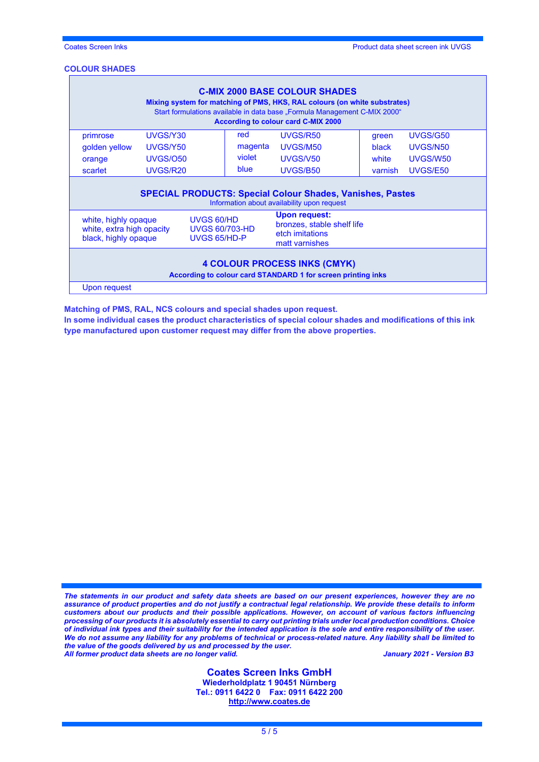## COLOUR SHADES

### C-MIX 2000 BASE COLOUR SHADES

**Mixing system for matching of PMS, HKS, RAL colours (on white substrates)**
Start formulations available in data base „Formula Management C-MIX 2000“
**According to colour card C-MIX 2000**

| | | | | | |
|---|---|---|---|---|---|
| primrose | UVGS/Y30 | red | UVGS/R50 | green | UVGS/G50 |
| golden yellow | UVGS/Y50 | magenta | UVGS/M50 | black | UVGS/N50 |
| orange | UVGS/O50 | violet | UVGS/V50 | white | UVGS/W50 |
| scarlet | UVGS/R20 | blue | UVGS/B50 | varnish | UVGS/E50 |

### SPECIAL PRODUCTS: Special Colour Shades, Vanishes, Pastes

Information about availability upon request

| | | |
|---|---|---|
| white, highly opaque | UVGS 60/HD | **Upon request:** |
| white, extra high opacity | UVGS 60/703-HD | bronzes, stable shelf life |
| black, highly opaque | UVGS 65/HD-P | etch imitations |
| | | matt varnishes |

### 4 COLOUR PROCESS INKS (CMYK)

**According to colour card STANDARD 1 for screen printing inks**

Upon request

**Matching of PMS, RAL, NCS colours and special shades upon request.**
**In some individual cases the product characteristics of special colour shades and modifications of this ink type manufactured upon customer request may differ from the above properties.**

***The statements in our product and safety data sheets are based on our present experiences, however they are no assurance of product properties and do not justify a contractual legal relationship. We provide these details to inform customers about our products and their possible applications. However, on account of various factors influencing processing of our products it is absolutely essential to carry out printing trials under local production conditions. Choice of individual ink types and their suitability for the intended application is the sole and entire responsibility of the user. We do not assume any liability for any problems of technical or process-related nature. Any liability shall be limited to the value of the goods delivered by us and processed by the user.***
***All former product data sheets are no longer valid.*** ***January 2021 - Version B3***

**Coates Screen Inks GmbH**
**Wiederholdplatz 1 90451 Nürnberg**
**Tel.: 0911 6422 0 Fax: 0911 6422 200**
**http://www.coates.de**